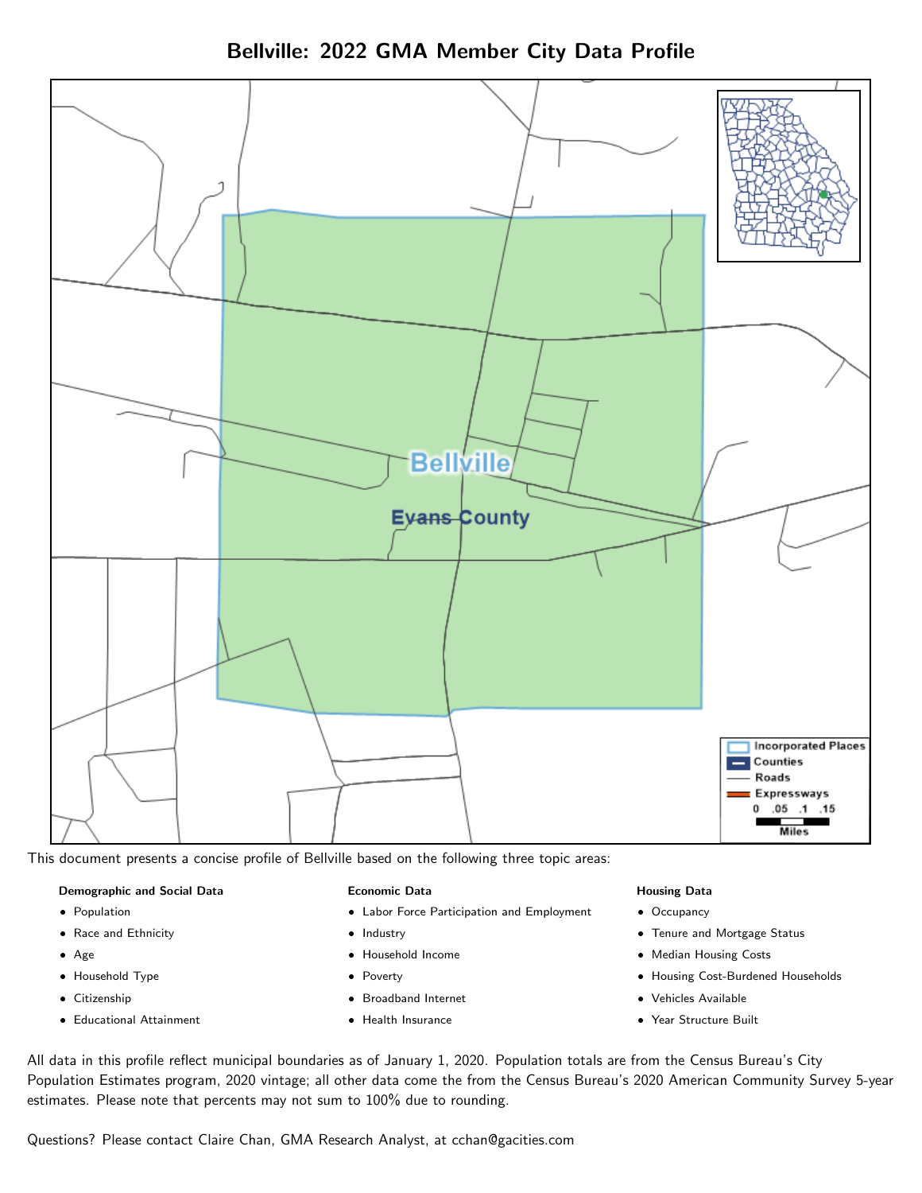# Bellville: 2022 GMA Member City Data Profile

This document presents a concise profile of Bellville based on the following three topic areas:

**Demographic and Social Data**

- Population
- Race and Ethnicity
- Age
- Household Type
- Citizenship
- Educational Attainment

**Economic Data**

- Labor Force Participation and Employment
- Industry
- Household Income
- Poverty
- Broadband Internet
- Health Insurance

**Housing Data**

- Occupancy
- Tenure and Mortgage Status
- Median Housing Costs
- Housing Cost-Burdened Households
- Vehicles Available
- Year Structure Built

All data in this profile reflect municipal boundaries as of January 1, 2020. Population totals are from the Census Bureau's City Population Estimates program, 2020 vintage; all other data come the from the Census Bureau's 2020 American Community Survey 5-year estimates. Please note that percents may not sum to 100% due to rounding.

Questions? Please contact Claire Chan, GMA Research Analyst, at cchan@gacities.com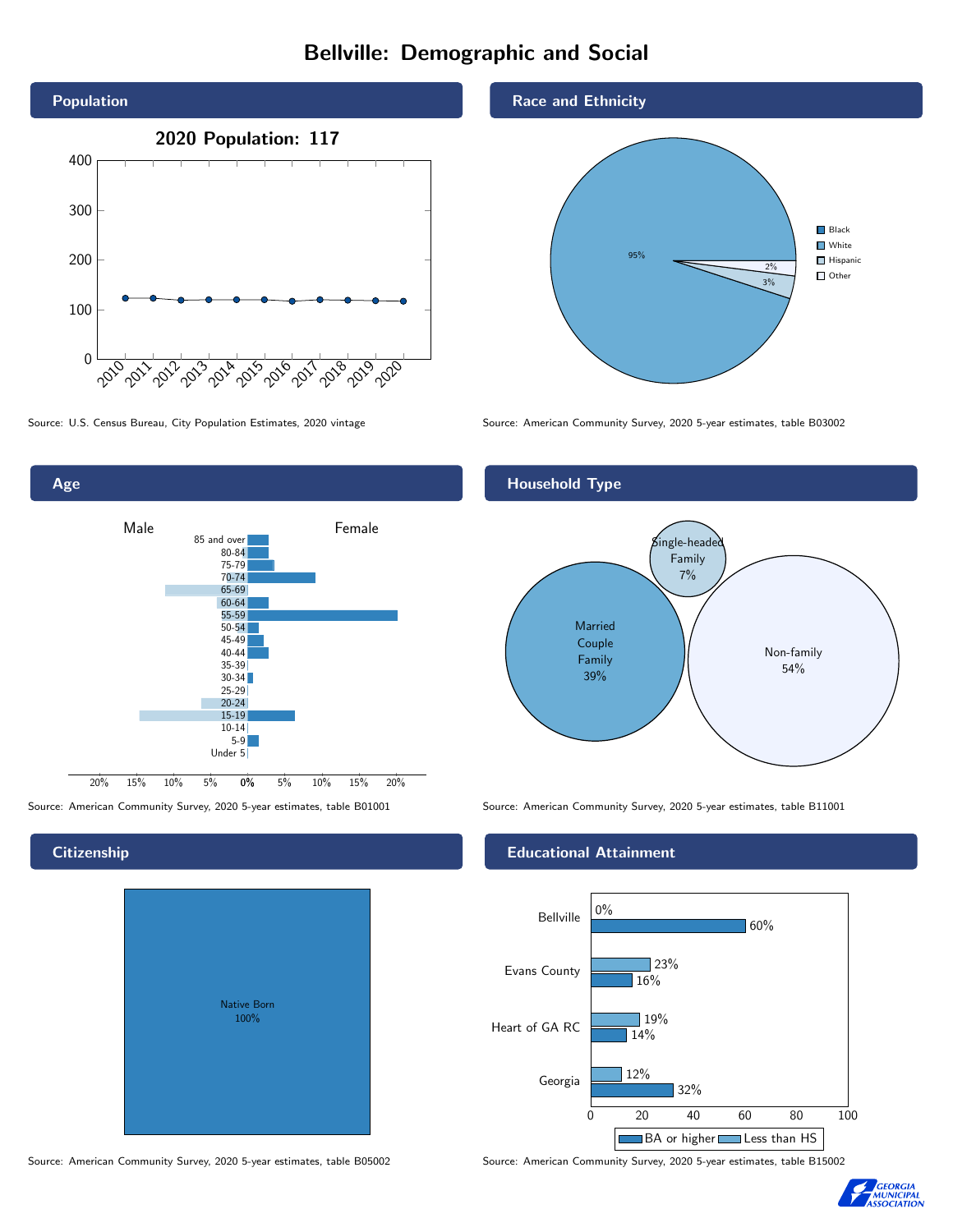# Bellville: Demographic and Social

## Population

2020 Population: 117

Source: U.S. Census Bureau, City Population Estimates, 2020 vintage

## Race and Ethnicity

| Category | Share |
| --- | --- |
| Black | |
| White | 95% |
| Hispanic | 3% |
| Other | 2% |

Source: American Community Survey, 2020 5-year estimates, table B03002

## Age

Source: American Community Survey, 2020 5-year estimates, table B01001

## Household Type

| Household Type | Share |
| --- | --- |
| Married Couple Family | 39% |
| Single-headed Family | 7% |
| Non-family | 54% |

Source: American Community Survey, 2020 5-year estimates, table B11001

## Citizenship

Native Born 100%

Source: American Community Survey, 2020 5-year estimates, table B05002

## Educational Attainment

| | Less than HS | BA or higher |
| --- | --- | --- |
| Bellville | 0% | 60% |
| Evans County | 23% | 16% |
| Heart of GA RC | 19% | 14% |
| Georgia | 12% | 32% |

Source: American Community Survey, 2020 5-year estimates, table B15002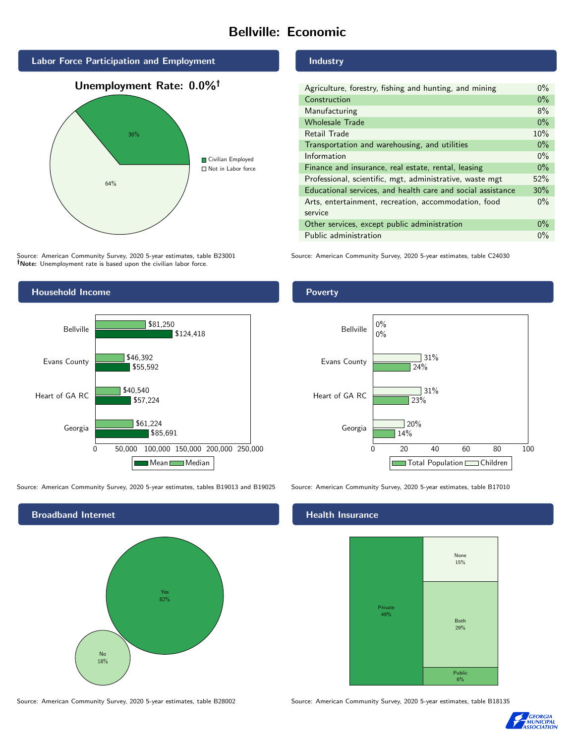# Bellville: Economic

## Labor Force Participation and Employment

**Unemployment Rate: 0.0%†**

| Category | Percent |
|---|---|
| Civilian Employed | 36% |
| Not in Labor force | 64% |

Source: American Community Survey, 2020 5-year estimates, table B23001
**†Note:** Unemployment rate is based upon the civilian labor force.

## Industry

| Industry | Percent |
|---|---|
| Agriculture, forestry, fishing and hunting, and mining | 0% |
| Construction | 0% |
| Manufacturing | 8% |
| Wholesale Trade | 0% |
| Retail Trade | 10% |
| Transportation and warehousing, and utilities | 0% |
| Information | 0% |
| Finance and insurance, real estate, rental, leasing | 0% |
| Professional, scientific, mgt, administrative, waste mgt | 52% |
| Educational services, and health care and social assistance | 30% |
| Arts, entertainment, recreation, accommodation, food service | 0% |
| Other services, except public administration | 0% |
| Public administration | 0% |

Source: American Community Survey, 2020 5-year estimates, table C24030

## Household Income

| Area | Median | Mean |
|---|---|---|
| Bellville | $81,250 | $124,418 |
| Evans County | $46,392 | $55,592 |
| Heart of GA RC | $40,540 | $57,224 |
| Georgia | $61,224 | $85,691 |

Source: American Community Survey, 2020 5-year estimates, tables B19013 and B19025

## Poverty

| Area | Children | Total Population |
|---|---|---|
| Bellville | 0% | 0% |
| Evans County | 31% | 24% |
| Heart of GA RC | 31% | 23% |
| Georgia | 20% | 14% |

Source: American Community Survey, 2020 5-year estimates, table B17010

## Broadband Internet

| Response | Percent |
|---|---|
| Yes | 82% |
| No | 18% |

Source: American Community Survey, 2020 5-year estimates, table B28002

## Health Insurance

| Type | Percent |
|---|---|
| Private | 49% |
| None | 15% |
| Both | 29% |
| Public | 6% |

Source: American Community Survey, 2020 5-year estimates, table B18135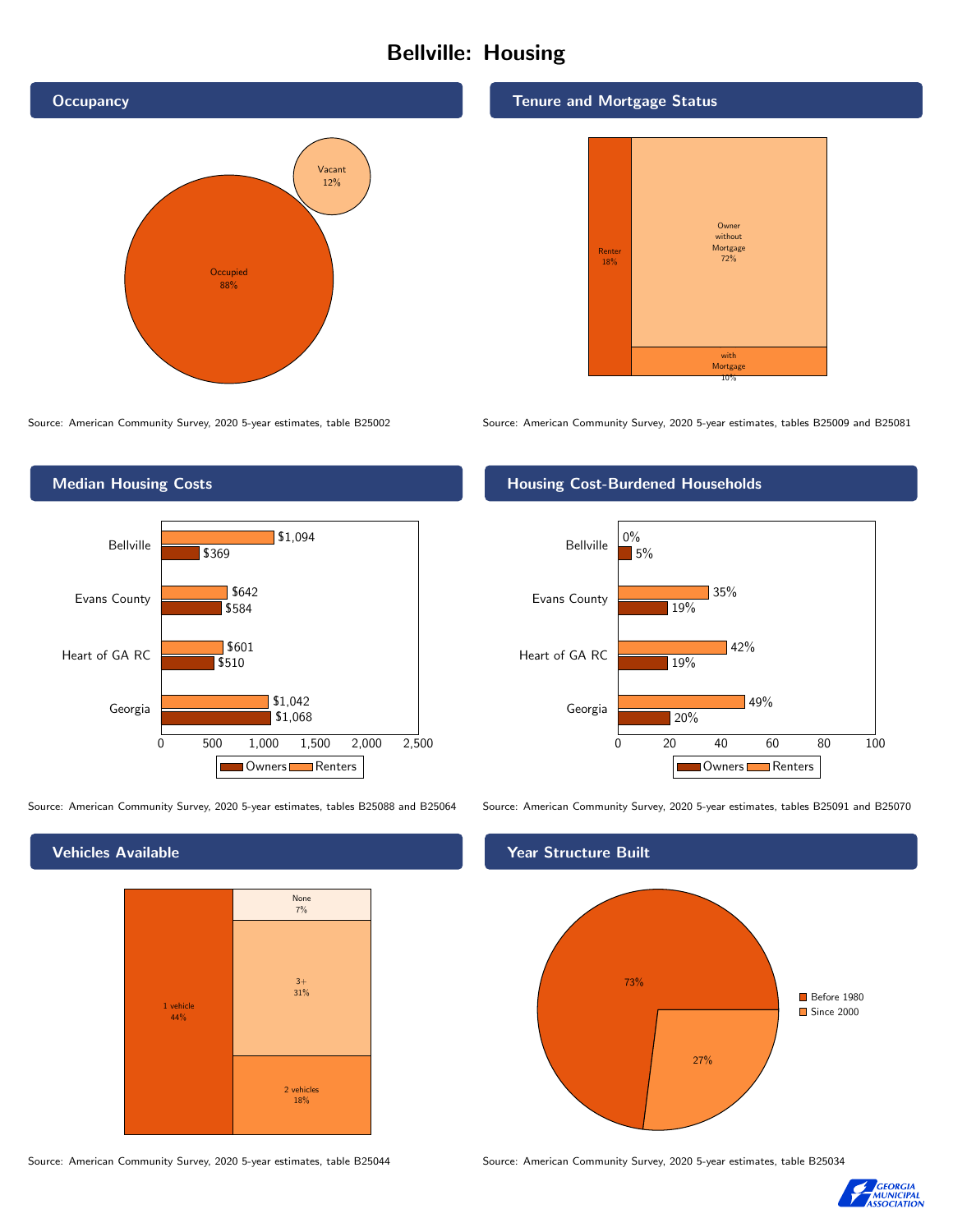# Bellville: Housing

## Occupancy

Vacant
12%

Occupied
88%

Source: American Community Survey, 2020 5-year estimates, table B25002

## Tenure and Mortgage Status

Renter
18%

Owner
without
Mortgage
72%

with
Mortgage
10%

Source: American Community Survey, 2020 5-year estimates, tables B25009 and B25081

## Median Housing Costs

Bellville
$1,094
$369

Evans County
$642
$584

Heart of GA RC
$601
$510

Georgia
$1,042
$1,068

0 500 1,000 1,500 2,000 2,500

Owners Renters

Source: American Community Survey, 2020 5-year estimates, tables B25088 and B25064

## Housing Cost-Burdened Households

Bellville
0%
5%

Evans County
35%
19%

Heart of GA RC
42%
19%

Georgia
49%
20%

0 20 40 60 80 100

Owners Renters

Source: American Community Survey, 2020 5-year estimates, tables B25091 and B25070

## Vehicles Available

1 vehicle
44%

None
7%

3+
31%

2 vehicles
18%

Source: American Community Survey, 2020 5-year estimates, table B25044

## Year Structure Built

73%

27%

Before 1980
Since 2000

Source: American Community Survey, 2020 5-year estimates, table B25034

GEORGIA MUNICIPAL ASSOCIATION